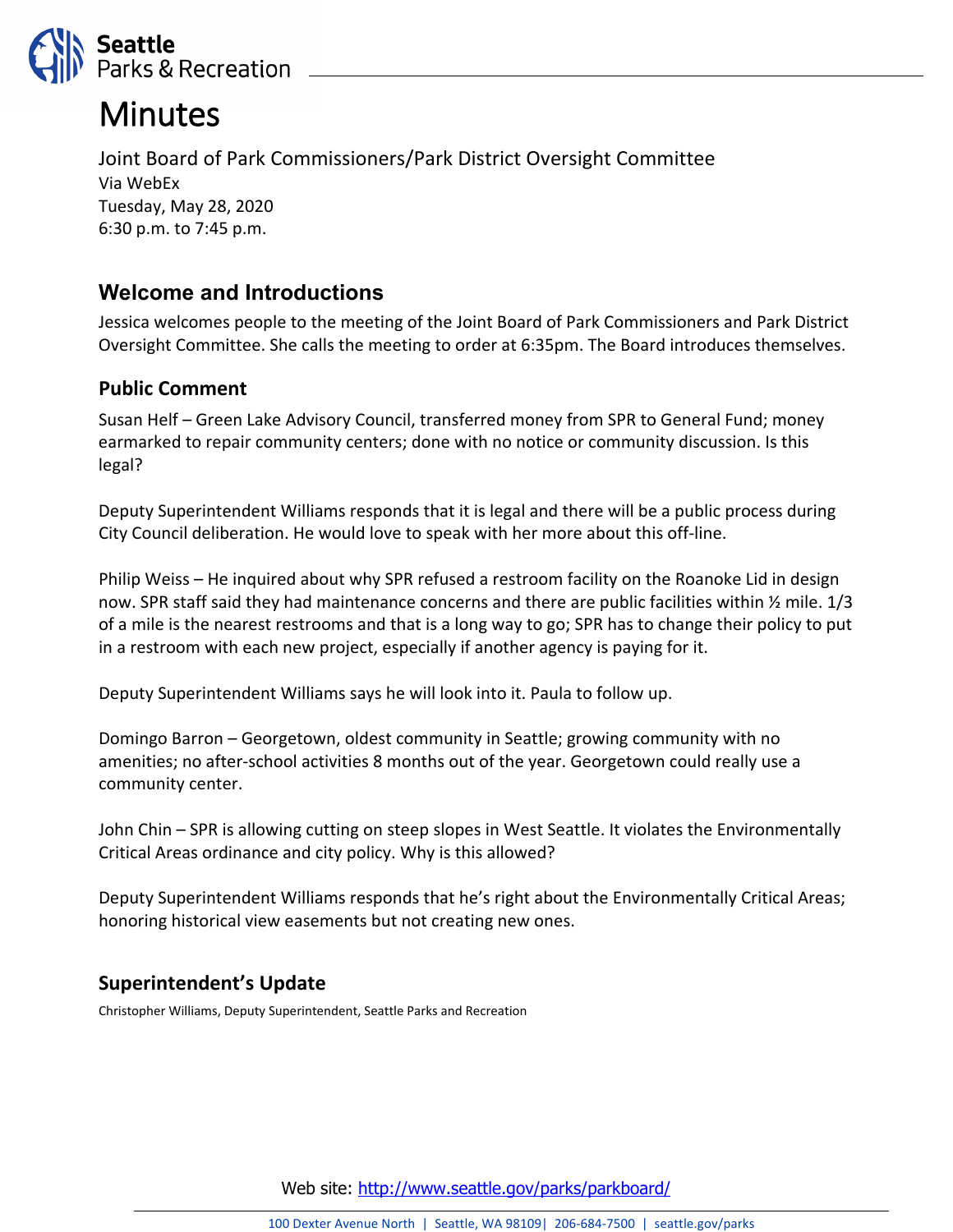# Minutes

Joint Board of Park Commissioners/Park District Oversight Committee
Via WebEx
Tuesday, May 28, 2020
6:30 p.m. to 7:45 p.m.

## Welcome and Introductions

Jessica welcomes people to the meeting of the Joint Board of Park Commissioners and Park District Oversight Committee. She calls the meeting to order at 6:35pm. The Board introduces themselves.

### Public Comment

Susan Helf – Green Lake Advisory Council, transferred money from SPR to General Fund; money earmarked to repair community centers; done with no notice or community discussion. Is this legal?

Deputy Superintendent Williams responds that it is legal and there will be a public process during City Council deliberation. He would love to speak with her more about this off-line.

Philip Weiss – He inquired about why SPR refused a restroom facility on the Roanoke Lid in design now. SPR staff said they had maintenance concerns and there are public facilities within ½ mile. 1/3 of a mile is the nearest restrooms and that is a long way to go; SPR has to change their policy to put in a restroom with each new project, especially if another agency is paying for it.

Deputy Superintendent Williams says he will look into it. Paula to follow up.

Domingo Barron – Georgetown, oldest community in Seattle; growing community with no amenities; no after-school activities 8 months out of the year. Georgetown could really use a community center.

John Chin – SPR is allowing cutting on steep slopes in West Seattle. It violates the Environmentally Critical Areas ordinance and city policy. Why is this allowed?

Deputy Superintendent Williams responds that he's right about the Environmentally Critical Areas; honoring historical view easements but not creating new ones.

### Superintendent's Update

Christopher Williams, Deputy Superintendent, Seattle Parks and Recreation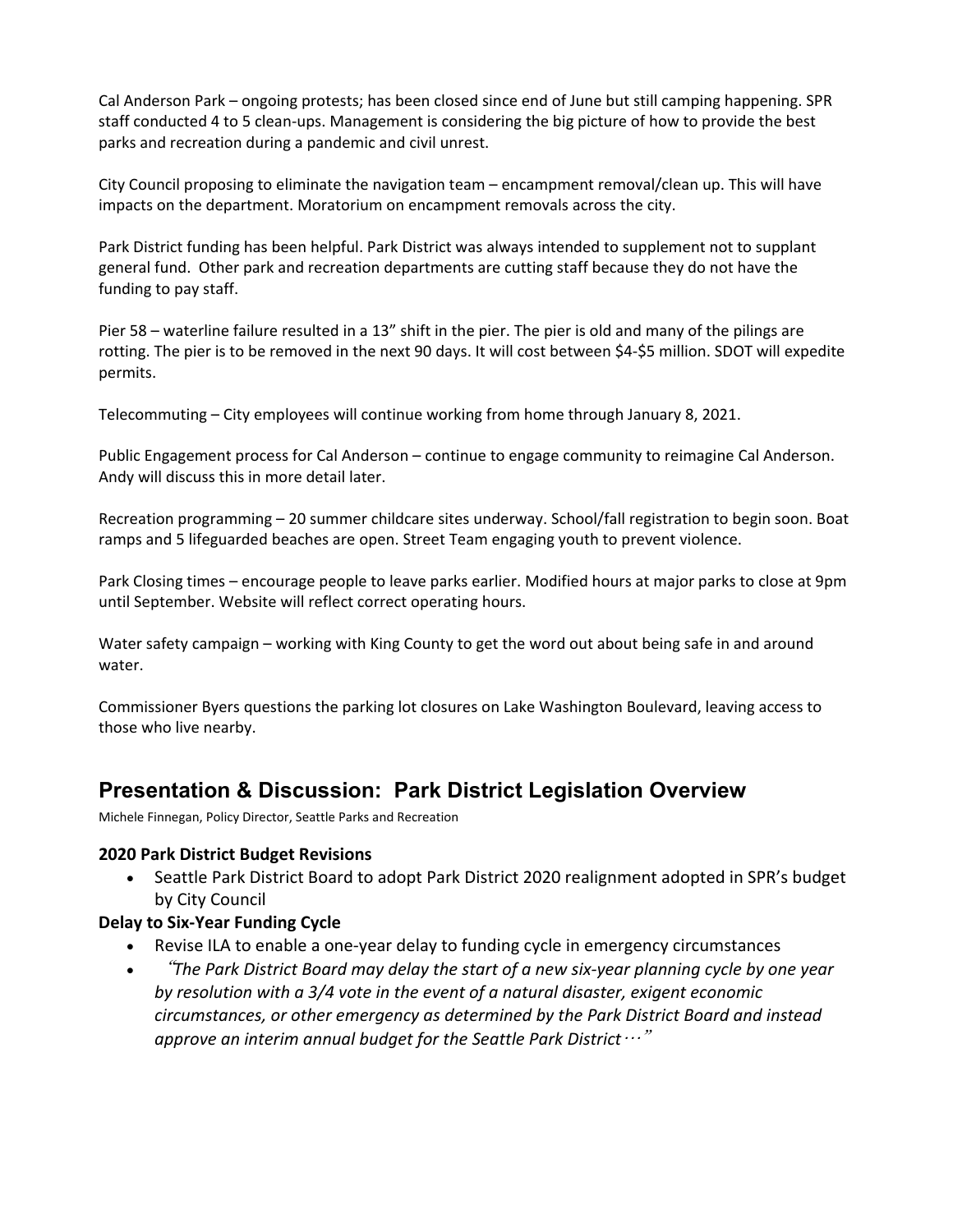Cal Anderson Park – ongoing protests; has been closed since end of June but still camping happening. SPR staff conducted 4 to 5 clean-ups. Management is considering the big picture of how to provide the best parks and recreation during a pandemic and civil unrest.

City Council proposing to eliminate the navigation team – encampment removal/clean up. This will have impacts on the department. Moratorium on encampment removals across the city.

Park District funding has been helpful. Park District was always intended to supplement not to supplant general fund. Other park and recreation departments are cutting staff because they do not have the funding to pay staff.

Pier 58 – waterline failure resulted in a 13" shift in the pier. The pier is old and many of the pilings are rotting. The pier is to be removed in the next 90 days. It will cost between $4-$5 million. SDOT will expedite permits.

Telecommuting – City employees will continue working from home through January 8, 2021.

Public Engagement process for Cal Anderson – continue to engage community to reimagine Cal Anderson. Andy will discuss this in more detail later.

Recreation programming – 20 summer childcare sites underway. School/fall registration to begin soon. Boat ramps and 5 lifeguarded beaches are open. Street Team engaging youth to prevent violence.

Park Closing times – encourage people to leave parks earlier. Modified hours at major parks to close at 9pm until September. Website will reflect correct operating hours.

Water safety campaign – working with King County to get the word out about being safe in and around water.

Commissioner Byers questions the parking lot closures on Lake Washington Boulevard, leaving access to those who live nearby.

## Presentation & Discussion: Park District Legislation Overview

Michele Finnegan, Policy Director, Seattle Parks and Recreation

**2020 Park District Budget Revisions**

- Seattle Park District Board to adopt Park District 2020 realignment adopted in SPR's budget by City Council

**Delay to Six-Year Funding Cycle**

- Revise ILA to enable a one-year delay to funding cycle in emergency circumstances
- *"The Park District Board may delay the start of a new six-year planning cycle by one year by resolution with a 3/4 vote in the event of a natural disaster, exigent economic circumstances, or other emergency as determined by the Park District Board and instead approve an interim annual budget for the Seattle Park District…"*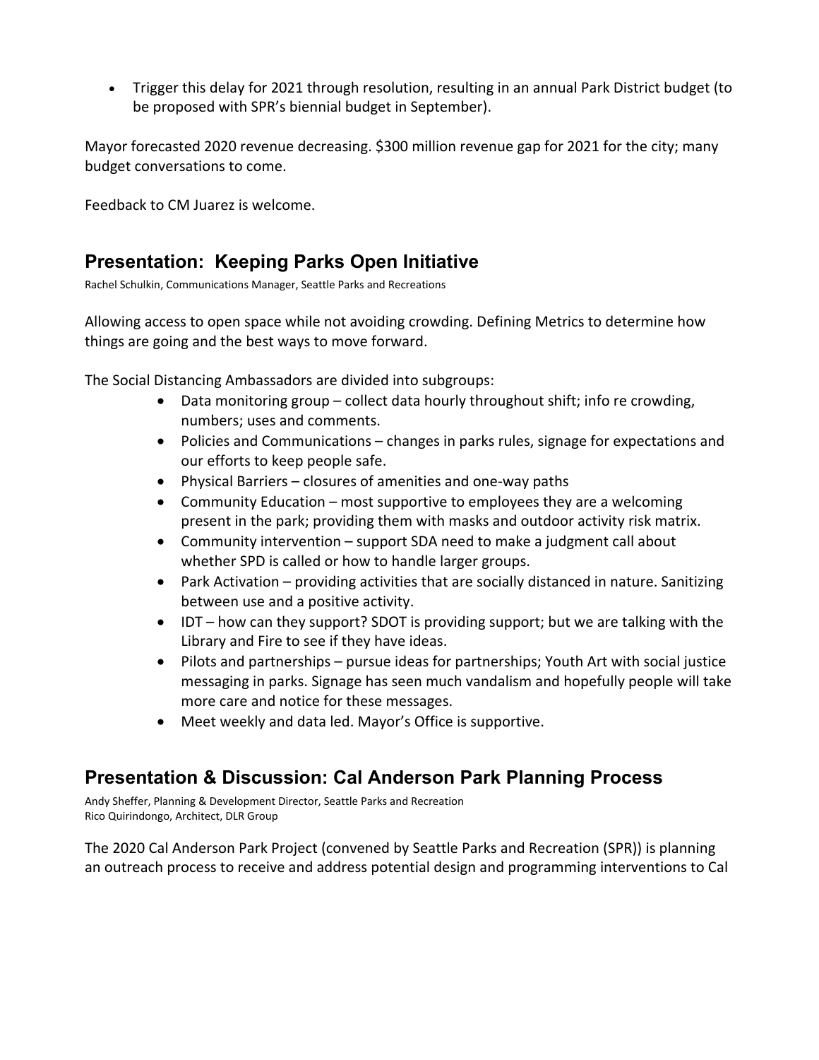- Trigger this delay for 2021 through resolution, resulting in an annual Park District budget (to be proposed with SPR's biennial budget in September).

Mayor forecasted 2020 revenue decreasing. $300 million revenue gap for 2021 for the city; many budget conversations to come.

Feedback to CM Juarez is welcome.

## Presentation: Keeping Parks Open Initiative

Rachel Schulkin, Communications Manager, Seattle Parks and Recreations

Allowing access to open space while not avoiding crowding. Defining Metrics to determine how things are going and the best ways to move forward.

The Social Distancing Ambassadors are divided into subgroups:

- Data monitoring group – collect data hourly throughout shift; info re crowding, numbers; uses and comments.
- Policies and Communications – changes in parks rules, signage for expectations and our efforts to keep people safe.
- Physical Barriers – closures of amenities and one-way paths
- Community Education – most supportive to employees they are a welcoming present in the park; providing them with masks and outdoor activity risk matrix.
- Community intervention – support SDA need to make a judgment call about whether SPD is called or how to handle larger groups.
- Park Activation – providing activities that are socially distanced in nature. Sanitizing between use and a positive activity.
- IDT – how can they support? SDOT is providing support; but we are talking with the Library and Fire to see if they have ideas.
- Pilots and partnerships – pursue ideas for partnerships; Youth Art with social justice messaging in parks. Signage has seen much vandalism and hopefully people will take more care and notice for these messages.
- Meet weekly and data led. Mayor's Office is supportive.

## Presentation & Discussion: Cal Anderson Park Planning Process

Andy Sheffer, Planning & Development Director, Seattle Parks and Recreation
Rico Quirindongo, Architect, DLR Group

The 2020 Cal Anderson Park Project (convened by Seattle Parks and Recreation (SPR)) is planning an outreach process to receive and address potential design and programming interventions to Cal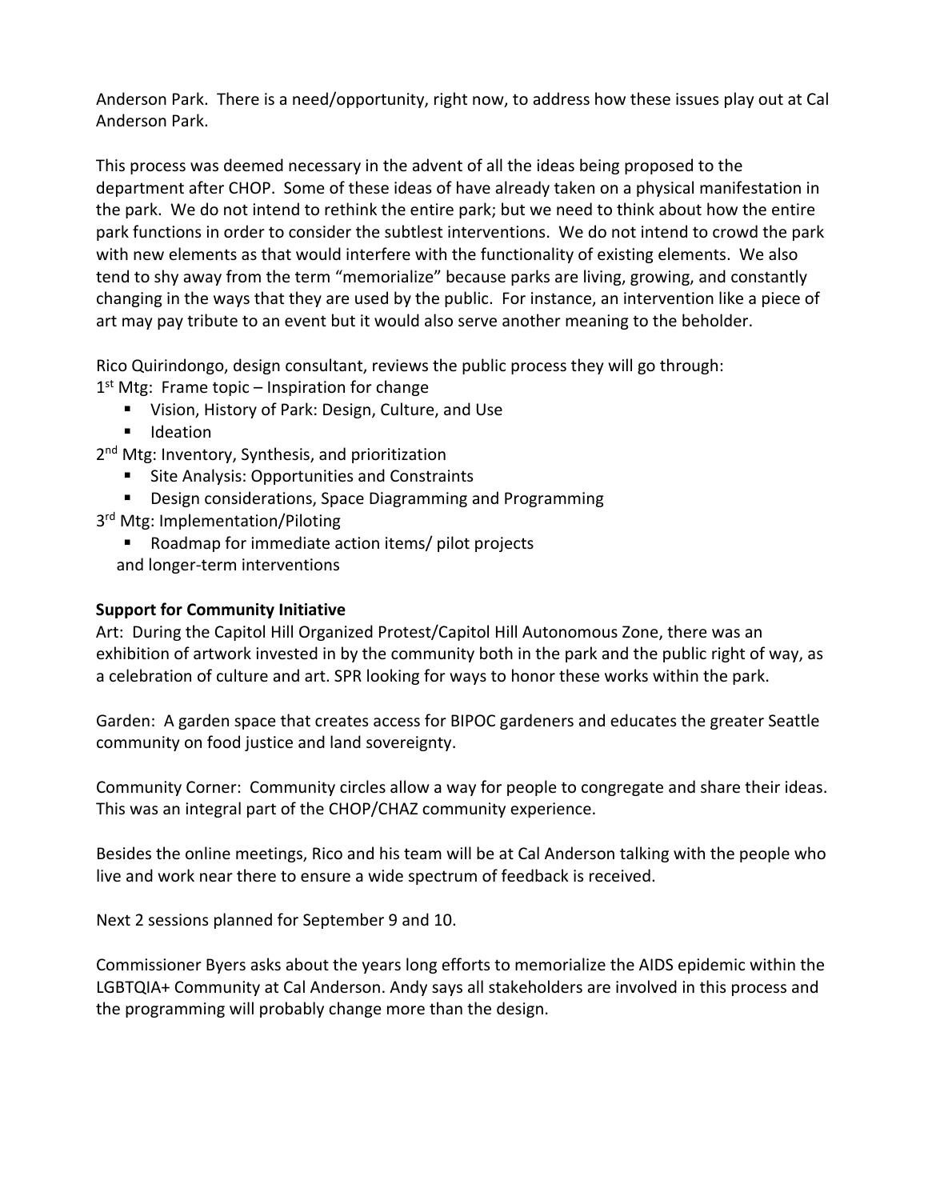Anderson Park. There is a need/opportunity, right now, to address how these issues play out at Cal Anderson Park.

This process was deemed necessary in the advent of all the ideas being proposed to the department after CHOP. Some of these ideas of have already taken on a physical manifestation in the park. We do not intend to rethink the entire park; but we need to think about how the entire park functions in order to consider the subtlest interventions. We do not intend to crowd the park with new elements as that would interfere with the functionality of existing elements. We also tend to shy away from the term "memorialize" because parks are living, growing, and constantly changing in the ways that they are used by the public. For instance, an intervention like a piece of art may pay tribute to an event but it would also serve another meaning to the beholder.

Rico Quirindongo, design consultant, reviews the public process they will go through:

1st Mtg: Frame topic – Inspiration for change

- Vision, History of Park: Design, Culture, and Use
- Ideation

2nd Mtg: Inventory, Synthesis, and prioritization

- Site Analysis: Opportunities and Constraints
- Design considerations, Space Diagramming and Programming

3rd Mtg: Implementation/Piloting

- Roadmap for immediate action items/ pilot projects and longer-term interventions

**Support for Community Initiative**

Art: During the Capitol Hill Organized Protest/Capitol Hill Autonomous Zone, there was an exhibition of artwork invested in by the community both in the park and the public right of way, as a celebration of culture and art. SPR looking for ways to honor these works within the park.

Garden: A garden space that creates access for BIPOC gardeners and educates the greater Seattle community on food justice and land sovereignty.

Community Corner: Community circles allow a way for people to congregate and share their ideas. This was an integral part of the CHOP/CHAZ community experience.

Besides the online meetings, Rico and his team will be at Cal Anderson talking with the people who live and work near there to ensure a wide spectrum of feedback is received.

Next 2 sessions planned for September 9 and 10.

Commissioner Byers asks about the years long efforts to memorialize the AIDS epidemic within the LGBTQIA+ Community at Cal Anderson. Andy says all stakeholders are involved in this process and the programming will probably change more than the design.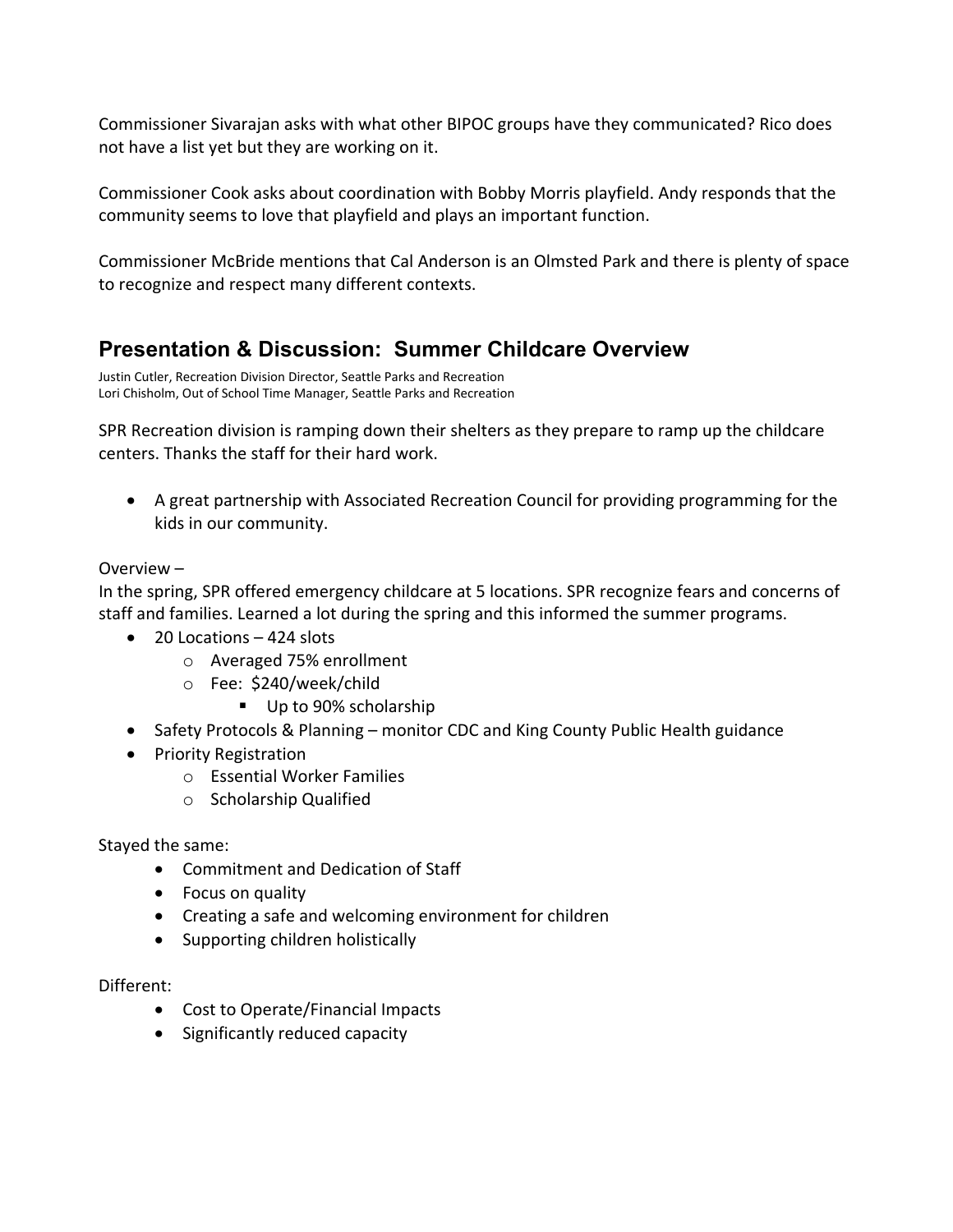Commissioner Sivarajan asks with what other BIPOC groups have they communicated? Rico does not have a list yet but they are working on it.

Commissioner Cook asks about coordination with Bobby Morris playfield. Andy responds that the community seems to love that playfield and plays an important function.

Commissioner McBride mentions that Cal Anderson is an Olmsted Park and there is plenty of space to recognize and respect many different contexts.

## Presentation & Discussion: Summer Childcare Overview

Justin Cutler, Recreation Division Director, Seattle Parks and Recreation
Lori Chisholm, Out of School Time Manager, Seattle Parks and Recreation

SPR Recreation division is ramping down their shelters as they prepare to ramp up the childcare centers. Thanks the staff for their hard work.

- A great partnership with Associated Recreation Council for providing programming for the kids in our community.

Overview –
In the spring, SPR offered emergency childcare at 5 locations. SPR recognize fears and concerns of staff and families. Learned a lot during the spring and this informed the summer programs.

- 20 Locations – 424 slots
  - Averaged 75% enrollment
  - Fee: $240/week/child
    - Up to 90% scholarship
- Safety Protocols & Planning – monitor CDC and King County Public Health guidance
- Priority Registration
  - Essential Worker Families
  - Scholarship Qualified

Stayed the same:

- Commitment and Dedication of Staff
- Focus on quality
- Creating a safe and welcoming environment for children
- Supporting children holistically

Different:

- Cost to Operate/Financial Impacts
- Significantly reduced capacity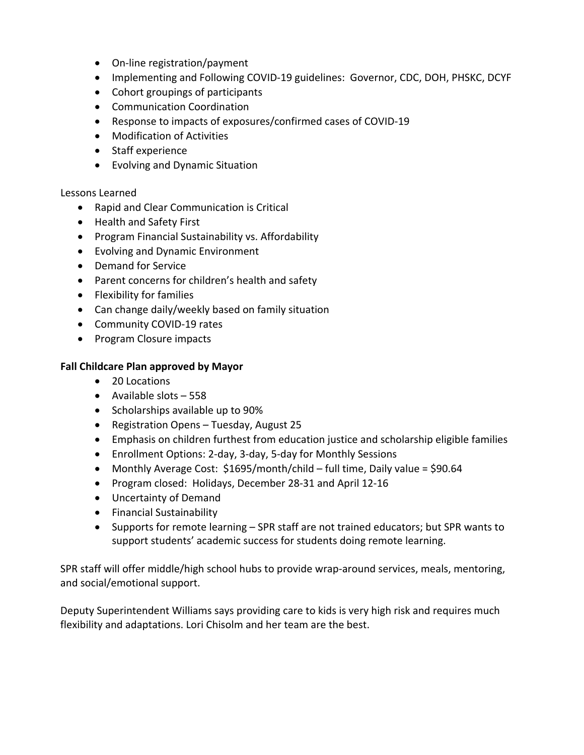- On-line registration/payment
- Implementing and Following COVID-19 guidelines: Governor, CDC, DOH, PHSKC, DCYF
- Cohort groupings of participants
- Communication Coordination
- Response to impacts of exposures/confirmed cases of COVID-19
- Modification of Activities
- Staff experience
- Evolving and Dynamic Situation

Lessons Learned

- Rapid and Clear Communication is Critical
- Health and Safety First
- Program Financial Sustainability vs. Affordability
- Evolving and Dynamic Environment
- Demand for Service
- Parent concerns for children's health and safety
- Flexibility for families
- Can change daily/weekly based on family situation
- Community COVID-19 rates
- Program Closure impacts

**Fall Childcare Plan approved by Mayor**

- 20 Locations
- Available slots – 558
- Scholarships available up to 90%
- Registration Opens – Tuesday, August 25
- Emphasis on children furthest from education justice and scholarship eligible families
- Enrollment Options: 2-day, 3-day, 5-day for Monthly Sessions
- Monthly Average Cost: $1695/month/child – full time, Daily value = $90.64
- Program closed: Holidays, December 28-31 and April 12-16
- Uncertainty of Demand
- Financial Sustainability
- Supports for remote learning – SPR staff are not trained educators; but SPR wants to support students' academic success for students doing remote learning.

SPR staff will offer middle/high school hubs to provide wrap-around services, meals, mentoring, and social/emotional support.

Deputy Superintendent Williams says providing care to kids is very high risk and requires much flexibility and adaptations. Lori Chisolm and her team are the best.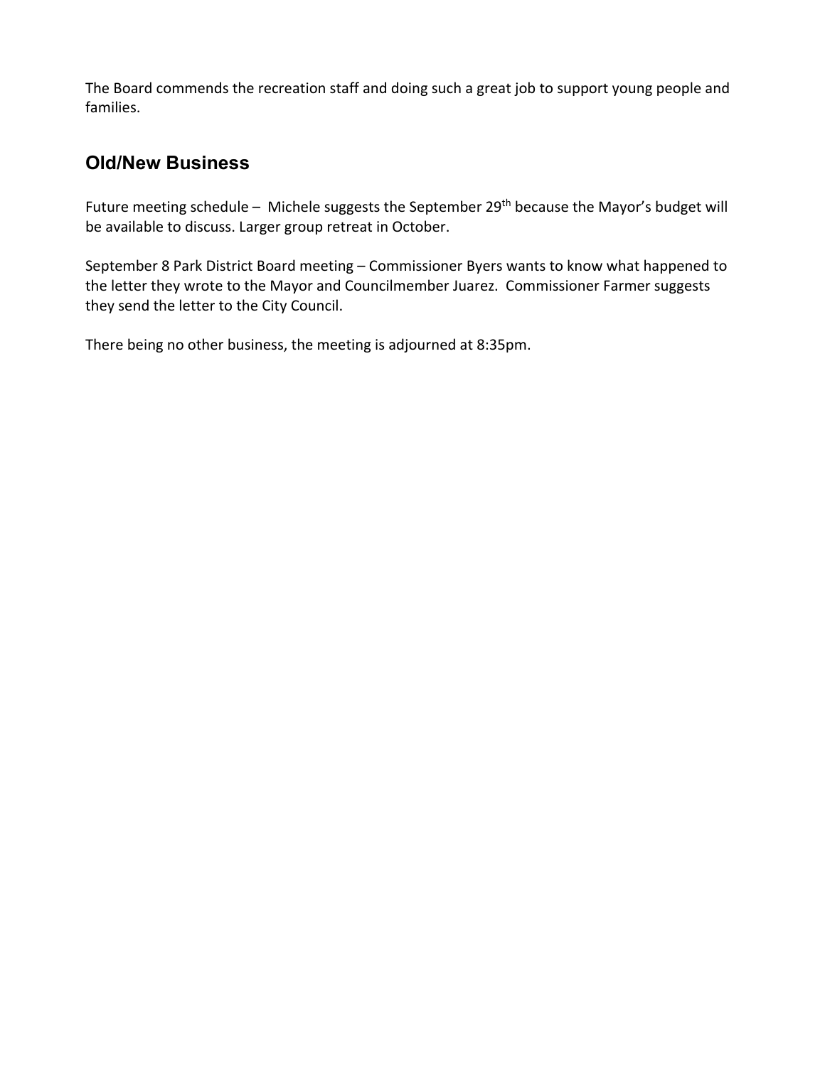The Board commends the recreation staff and doing such a great job to support young people and families.

## Old/New Business

Future meeting schedule – Michele suggests the September 29th because the Mayor's budget will be available to discuss. Larger group retreat in October.

September 8 Park District Board meeting – Commissioner Byers wants to know what happened to the letter they wrote to the Mayor and Councilmember Juarez. Commissioner Farmer suggests they send the letter to the City Council.

There being no other business, the meeting is adjourned at 8:35pm.